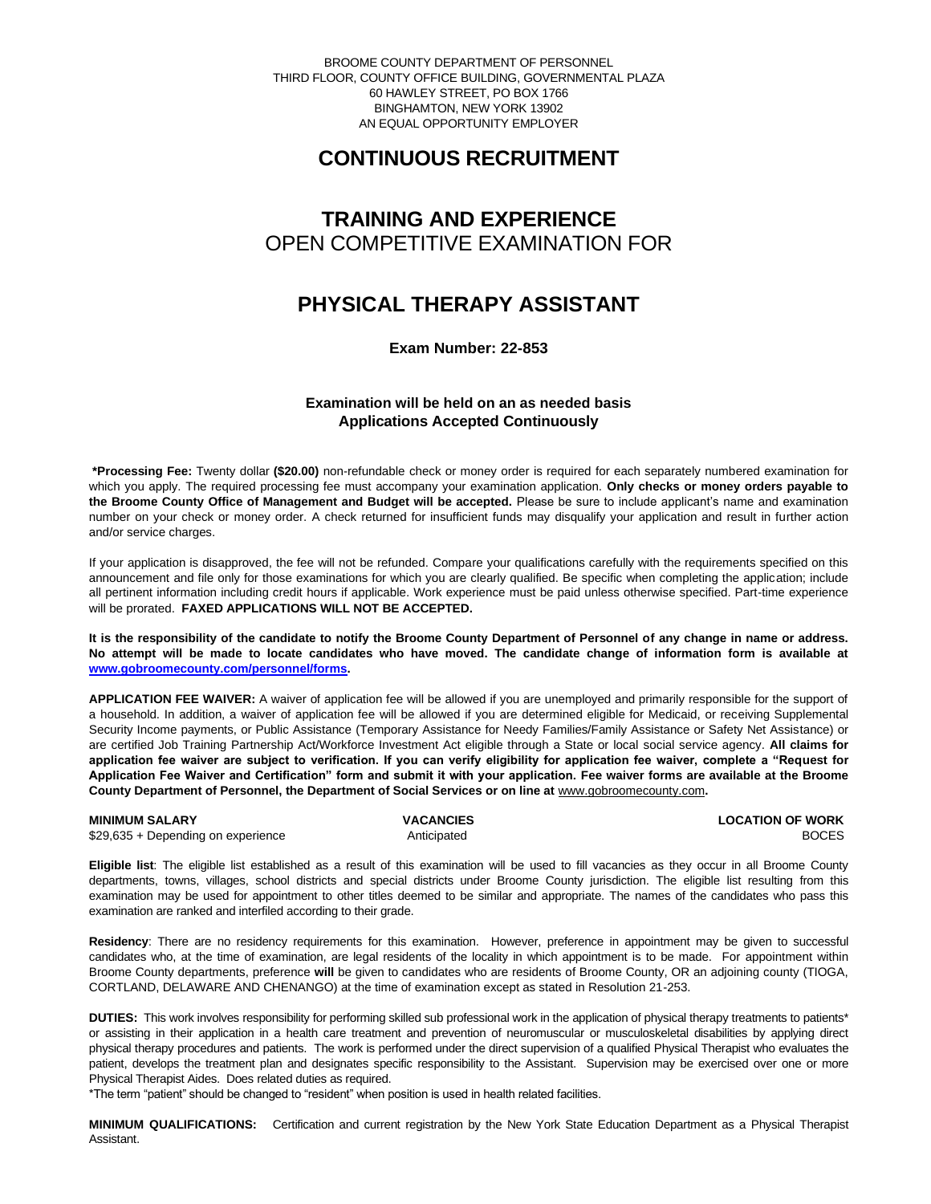BROOME COUNTY DEPARTMENT OF PERSONNEL
THIRD FLOOR, COUNTY OFFICE BUILDING, GOVERNMENTAL PLAZA
60 HAWLEY STREET, PO BOX 1766
BINGHAMTON, NEW YORK 13902
AN EQUAL OPPORTUNITY EMPLOYER

# CONTINUOUS RECRUITMENT

## TRAINING AND EXPERIENCE
OPEN COMPETITIVE EXAMINATION FOR

# PHYSICAL THERAPY ASSISTANT

**Exam Number: 22-853**

**Examination will be held on an as needed basis**
**Applications Accepted Continuously**

**\*Processing Fee:** Twenty dollar **($20.00)** non-refundable check or money order is required for each separately numbered examination for which you apply. The required processing fee must accompany your examination application. **Only checks or money orders payable to the Broome County Office of Management and Budget will be accepted.** Please be sure to include applicant's name and examination number on your check or money order. A check returned for insufficient funds may disqualify your application and result in further action and/or service charges.

If your application is disapproved, the fee will not be refunded. Compare your qualifications carefully with the requirements specified on this announcement and file only for those examinations for which you are clearly qualified. Be specific when completing the application; include all pertinent information including credit hours if applicable. Work experience must be paid unless otherwise specified. Part-time experience will be prorated. **FAXED APPLICATIONS WILL NOT BE ACCEPTED.**

**It is the responsibility of the candidate to notify the Broome County Department of Personnel of any change in name or address. No attempt will be made to locate candidates who have moved. The candidate change of information form is available at www.gobroomecounty.com/personnel/forms.**

**APPLICATION FEE WAIVER:** A waiver of application fee will be allowed if you are unemployed and primarily responsible for the support of a household. In addition, a waiver of application fee will be allowed if you are determined eligible for Medicaid, or receiving Supplemental Security Income payments, or Public Assistance (Temporary Assistance for Needy Families/Family Assistance or Safety Net Assistance) or are certified Job Training Partnership Act/Workforce Investment Act eligible through a State or local social service agency. **All claims for application fee waiver are subject to verification. If you can verify eligibility for application fee waiver, complete a "Request for Application Fee Waiver and Certification" form and submit it with your application. Fee waiver forms are available at the Broome County Department of Personnel, the Department of Social Services or on line at** www.gobroomecounty.com**.**

| MINIMUM SALARY | VACANCIES | LOCATION OF WORK |
|---|---|---|
| $29,635 + Depending on experience | Anticipated | BOCES |

**Eligible list**: The eligible list established as a result of this examination will be used to fill vacancies as they occur in all Broome County departments, towns, villages, school districts and special districts under Broome County jurisdiction. The eligible list resulting from this examination may be used for appointment to other titles deemed to be similar and appropriate. The names of the candidates who pass this examination are ranked and interfiled according to their grade.

**Residency**: There are no residency requirements for this examination. However, preference in appointment may be given to successful candidates who, at the time of examination, are legal residents of the locality in which appointment is to be made. For appointment within Broome County departments, preference **will** be given to candidates who are residents of Broome County, OR an adjoining county (TIOGA, CORTLAND, DELAWARE AND CHENANGO) at the time of examination except as stated in Resolution 21-253.

**DUTIES:** This work involves responsibility for performing skilled sub professional work in the application of physical therapy treatments to patients\* or assisting in their application in a health care treatment and prevention of neuromuscular or musculoskeletal disabilities by applying direct physical therapy procedures and patients. The work is performed under the direct supervision of a qualified Physical Therapist who evaluates the patient, develops the treatment plan and designates specific responsibility to the Assistant. Supervision may be exercised over one or more Physical Therapist Aides. Does related duties as required.
\*The term "patient" should be changed to "resident" when position is used in health related facilities.

**MINIMUM QUALIFICATIONS:** Certification and current registration by the New York State Education Department as a Physical Therapist Assistant.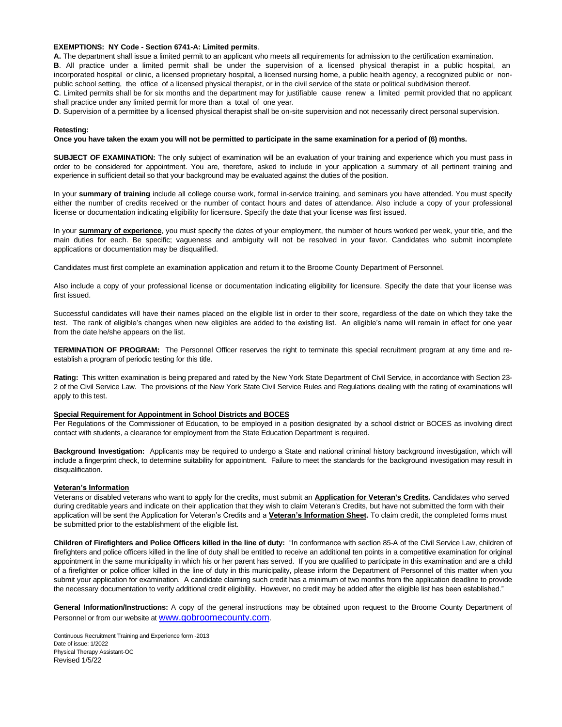**EXEMPTIONS: NY Code - Section 6741-A: Limited permits**.

**A.** The department shall issue a limited permit to an applicant who meets all requirements for admission to the certification examination.

**B**. All practice under a limited permit shall be under the supervision of a licensed physical therapist in a public hospital, an incorporated hospital or clinic, a licensed proprietary hospital, a licensed nursing home, a public health agency, a recognized public or non-public school setting, the office of a licensed physical therapist, or in the civil service of the state or political subdivision thereof.

**C**. Limited permits shall be for six months and the department may for justifiable cause renew a limited permit provided that no applicant shall practice under any limited permit for more than a total of one year.

**D**. Supervision of a permittee by a licensed physical therapist shall be on-site supervision and not necessarily direct personal supervision.

**Retesting:**

**Once you have taken the exam you will not be permitted to participate in the same examination for a period of (6) months.**

**SUBJECT OF EXAMINATION:** The only subject of examination will be an evaluation of your training and experience which you must pass in order to be considered for appointment. You are, therefore, asked to include in your application a summary of all pertinent training and experience in sufficient detail so that your background may be evaluated against the duties of the position.

In your **summary of training** include all college course work, formal in-service training, and seminars you have attended. You must specify either the number of credits received or the number of contact hours and dates of attendance. Also include a copy of your professional license or documentation indicating eligibility for licensure. Specify the date that your license was first issued.

In your **summary of experience**, you must specify the dates of your employment, the number of hours worked per week, your title, and the main duties for each. Be specific; vagueness and ambiguity will not be resolved in your favor. Candidates who submit incomplete applications or documentation may be disqualified.

Candidates must first complete an examination application and return it to the Broome County Department of Personnel.

Also include a copy of your professional license or documentation indicating eligibility for licensure. Specify the date that your license was first issued.

Successful candidates will have their names placed on the eligible list in order to their score, regardless of the date on which they take the test. The rank of eligible's changes when new eligibles are added to the existing list. An eligible's name will remain in effect for one year from the date he/she appears on the list.

**TERMINATION OF PROGRAM:** The Personnel Officer reserves the right to terminate this special recruitment program at any time and re-establish a program of periodic testing for this title.

**Rating:** This written examination is being prepared and rated by the New York State Department of Civil Service, in accordance with Section 23-2 of the Civil Service Law. The provisions of the New York State Civil Service Rules and Regulations dealing with the rating of examinations will apply to this test.

**Special Requirement for Appointment in School Districts and BOCES**

Per Regulations of the Commissioner of Education, to be employed in a position designated by a school district or BOCES as involving direct contact with students, a clearance for employment from the State Education Department is required.

**Background Investigation:** Applicants may be required to undergo a State and national criminal history background investigation, which will include a fingerprint check, to determine suitability for appointment. Failure to meet the standards for the background investigation may result in disqualification.

**Veteran's Information**

Veterans or disabled veterans who want to apply for the credits, must submit an **Application for Veteran's Credits.** Candidates who served during creditable years and indicate on their application that they wish to claim Veteran's Credits, but have not submitted the form with their application will be sent the Application for Veteran's Credits and a **Veteran's Information Sheet.** To claim credit, the completed forms must be submitted prior to the establishment of the eligible list.

**Children of Firefighters and Police Officers killed in the line of duty:** "In conformance with section 85-A of the Civil Service Law, children of firefighters and police officers killed in the line of duty shall be entitled to receive an additional ten points in a competitive examination for original appointment in the same municipality in which his or her parent has served. If you are qualified to participate in this examination and are a child of a firefighter or police officer killed in the line of duty in this municipality, please inform the Department of Personnel of this matter when you submit your application for examination. A candidate claiming such credit has a minimum of two months from the application deadline to provide the necessary documentation to verify additional credit eligibility. However, no credit may be added after the eligible list has been established."

**General Information/Instructions:** A copy of the general instructions may be obtained upon request to the Broome County Department of Personnel or from our website at www.gobroomecounty.com.

Continuous Recruitment Training and Experience form -2013
Date of issue: 1/2022
Physical Therapy Assistant-OC
Revised 1/5/22